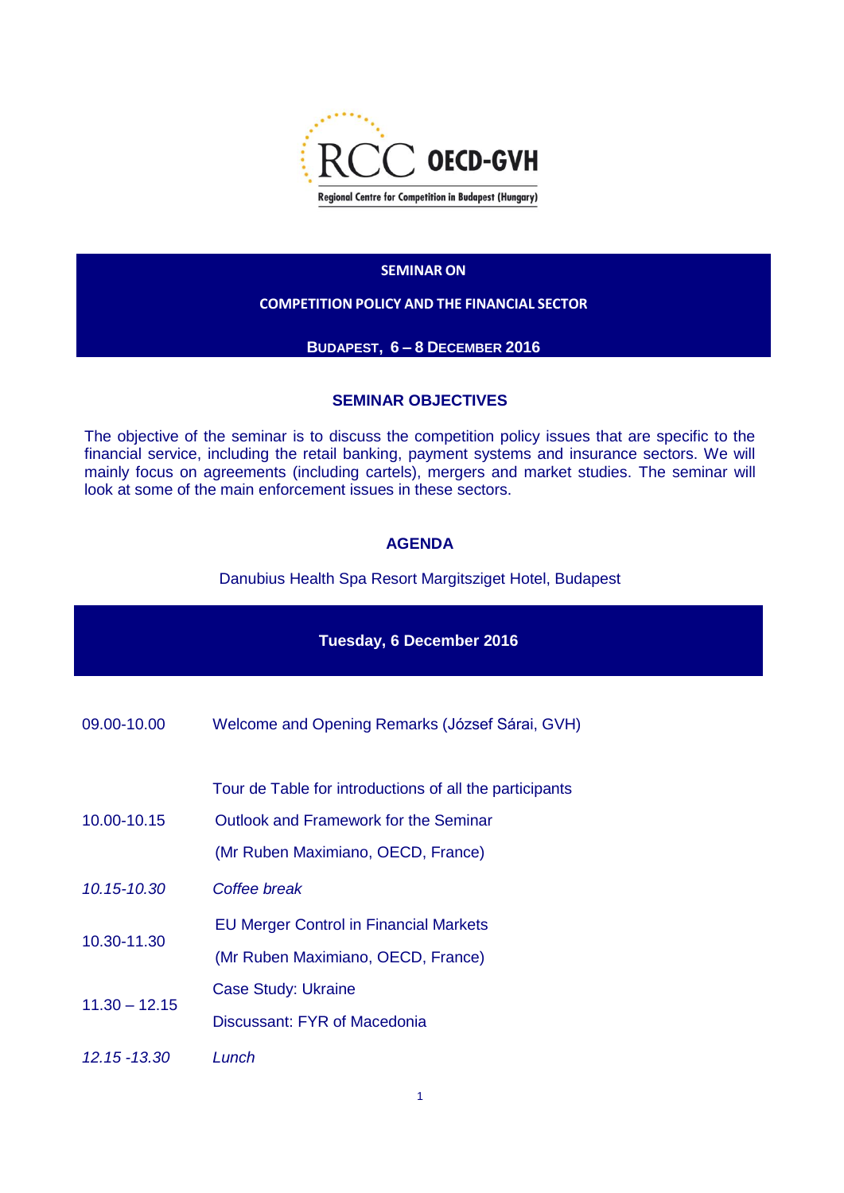RCC OECD-GVH

Regional Centre for Competition in Budapest (Hungary)

**SEMINAR ON**

**COMPETITION POLICY AND THE FINANCIAL SECTOR**

**BUDAPEST, 6 – 8 DECEMBER 2016**

## SEMINAR OBJECTIVES

The objective of the seminar is to discuss the competition policy issues that are specific to the financial service, including the retail banking, payment systems and insurance sectors. We will mainly focus on agreements (including cartels), mergers and market studies. The seminar will look at some of the main enforcement issues in these sectors.

## AGENDA

Danubius Health Spa Resort Margitsziget Hotel, Budapest

### Tuesday, 6 December 2016

| | |
|---|---|
| 09.00-10.00 | Welcome and Opening Remarks (József Sárai, GVH) |
| 10.00-10.15 | Tour de Table for introductions of all the participants<br>Outlook and Framework for the Seminar<br>(Mr Ruben Maximiano, OECD, France) |
| *10.15-10.30* | *Coffee break* |
| 10.30-11.30 | EU Merger Control in Financial Markets<br>(Mr Ruben Maximiano, OECD, France) |
| 11.30 – 12.15 | Case Study: Ukraine<br>Discussant: FYR of Macedonia |
| *12.15 -13.30* | *Lunch* |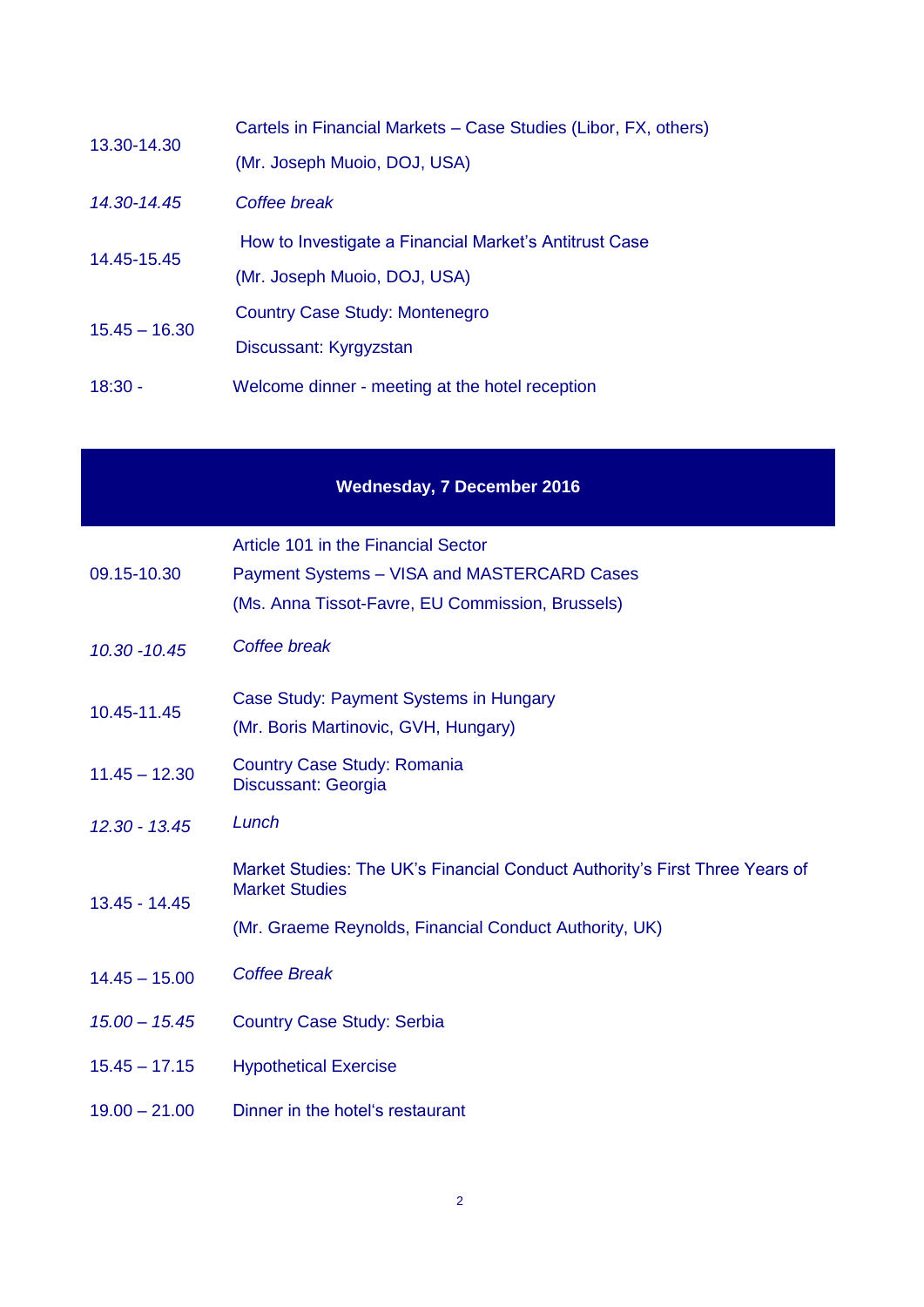| | |
|---|---|
| 13.30-14.30 | Cartels in Financial Markets – Case Studies (Libor, FX, others)<br>(Mr. Joseph Muoio, DOJ, USA) |
| *14.30-14.45* | *Coffee break* |
| 14.45-15.45 | How to Investigate a Financial Market's Antitrust Case<br>(Mr. Joseph Muoio, DOJ, USA) |
| 15.45 – 16.30 | Country Case Study: Montenegro<br>Discussant: Kyrgyzstan |
| 18:30 - | Welcome dinner - meeting at the hotel reception |

## Wednesday, 7 December 2016

| | |
|---|---|
| 09.15-10.30 | Article 101 in the Financial Sector<br>Payment Systems – VISA and MASTERCARD Cases<br>(Ms. Anna Tissot-Favre, EU Commission, Brussels) |
| *10.30 -10.45* | *Coffee break* |
| 10.45-11.45 | Case Study: Payment Systems in Hungary<br>(Mr. Boris Martinovic, GVH, Hungary) |
| 11.45 – 12.30 | Country Case Study: Romania<br>Discussant: Georgia |
| *12.30 - 13.45* | *Lunch* |
| 13.45 - 14.45 | Market Studies: The UK's Financial Conduct Authority's First Three Years of Market Studies<br>(Mr. Graeme Reynolds, Financial Conduct Authority, UK) |
| 14.45 – 15.00 | *Coffee Break* |
| *15.00 – 15.45* | Country Case Study: Serbia |
| 15.45 – 17.15 | Hypothetical Exercise |
| 19.00 – 21.00 | Dinner in the hotel's restaurant |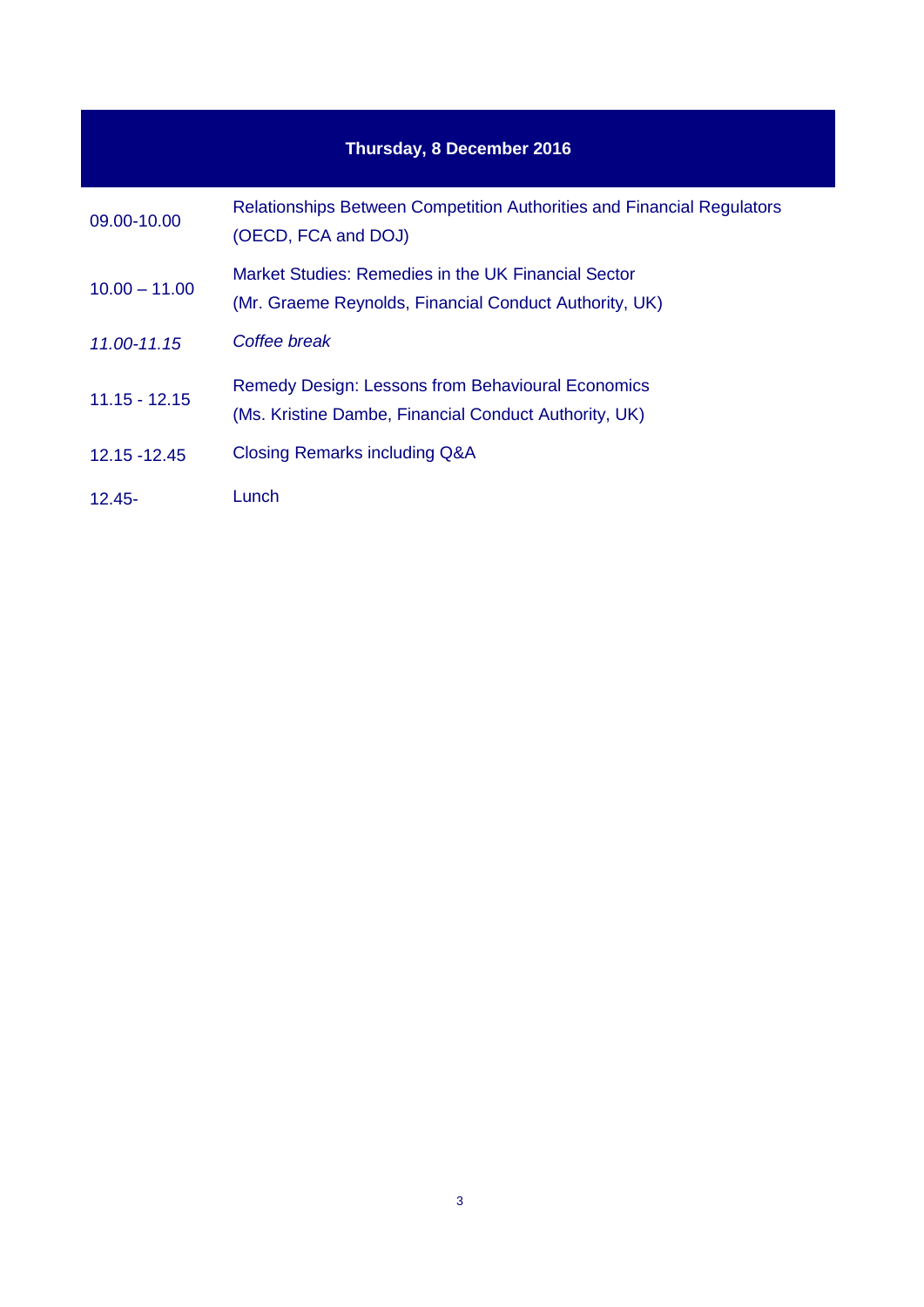| Thursday, 8 December 2016 | |
|---|---|
| 09.00-10.00 | Relationships Between Competition Authorities and Financial Regulators (OECD, FCA and DOJ) |
| 10.00 – 11.00 | Market Studies: Remedies in the UK Financial Sector (Mr. Graeme Reynolds, Financial Conduct Authority, UK) |
| *11.00-11.15* | *Coffee break* |
| 11.15 - 12.15 | Remedy Design: Lessons from Behavioural Economics (Ms. Kristine Dambe, Financial Conduct Authority, UK) |
| 12.15 -12.45 | Closing Remarks including Q&A |
| 12.45- | Lunch |